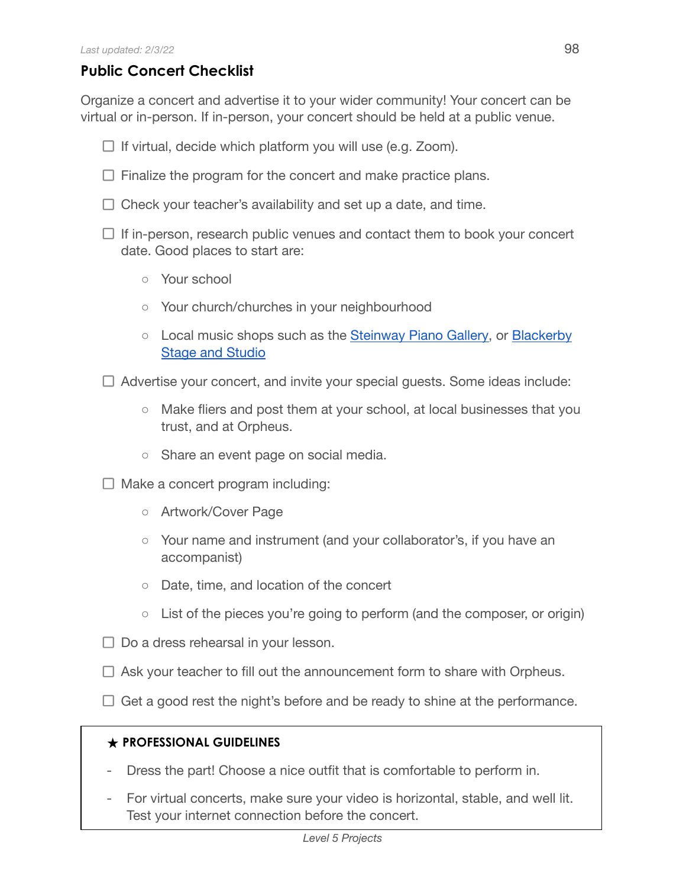*Last updated: 2/3/22*

## Public Concert Checklist

Organize a concert and advertise it to your wider community! Your concert can be virtual or in-person. If in-person, your concert should be held at a public venue.

- [ ] If virtual, decide which platform you will use (e.g. Zoom).
- [ ] Finalize the program for the concert and make practice plans.
- [ ] Check your teacher's availability and set up a date, and time.
- [ ] If in-person, research public venues and contact them to book your concert date. Good places to start are:
  - Your school
  - Your church/churches in your neighbourhood
  - Local music shops such as the Steinway Piano Gallery, or Blackerby Stage and Studio
- [ ] Advertise your concert, and invite your special guests. Some ideas include:
  - Make fliers and post them at your school, at local businesses that you trust, and at Orpheus.
  - Share an event page on social media.
- [ ] Make a concert program including:
  - Artwork/Cover Page
  - Your name and instrument (and your collaborator's, if you have an accompanist)
  - Date, time, and location of the concert
  - List of the pieces you're going to perform (and the composer, or origin)
- [ ] Do a dress rehearsal in your lesson.
- [ ] Ask your teacher to fill out the announcement form to share with Orpheus.
- [ ] Get a good rest the night's before and be ready to shine at the performance.

> ★ **PROFESSIONAL GUIDELINES**
>
> - Dress the part! Choose a nice outfit that is comfortable to perform in.
> - For virtual concerts, make sure your video is horizontal, stable, and well lit. Test your internet connection before the concert.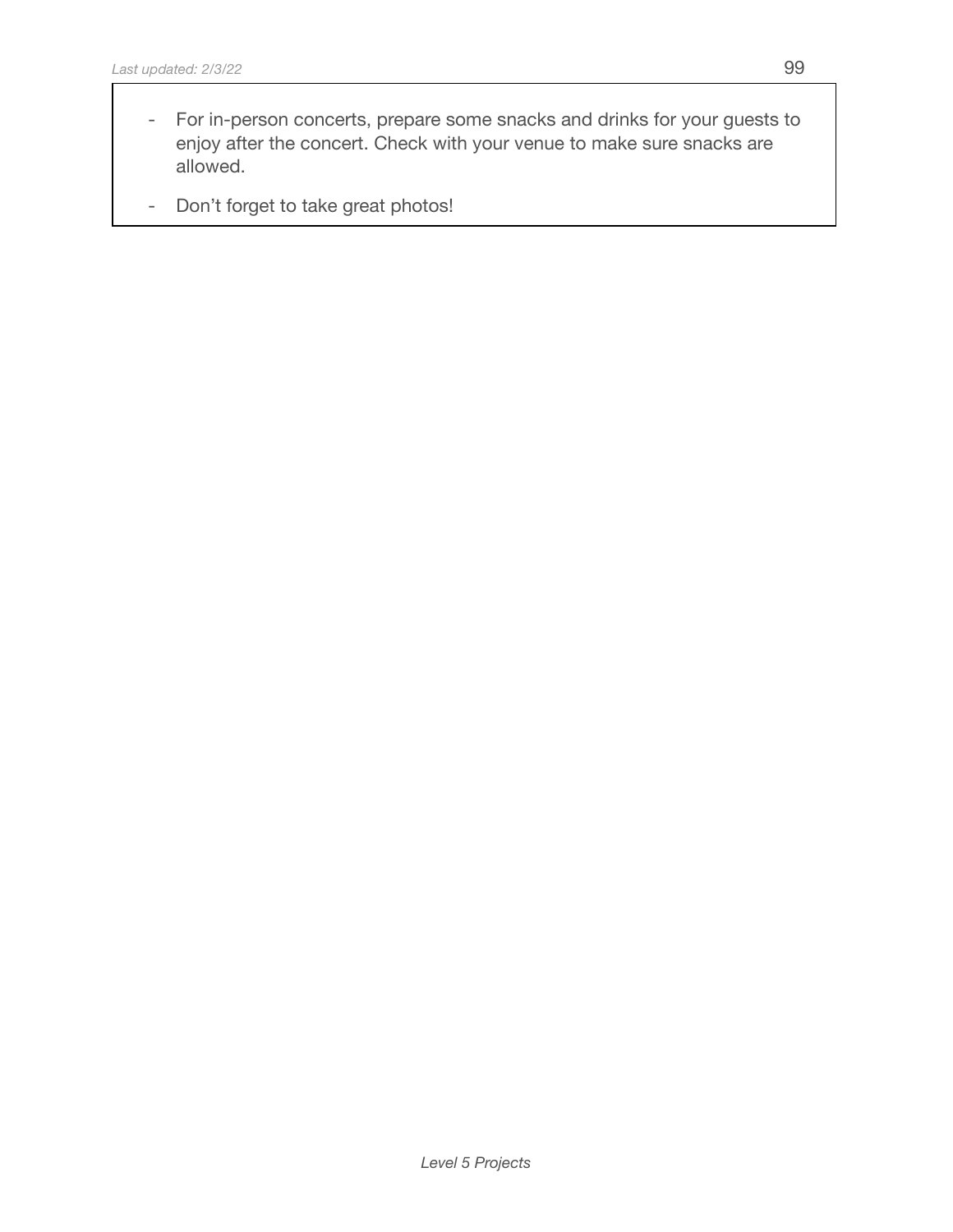- For in-person concerts, prepare some snacks and drinks for your guests to enjoy after the concert. Check with your venue to make sure snacks are allowed.
- Don't forget to take great photos!